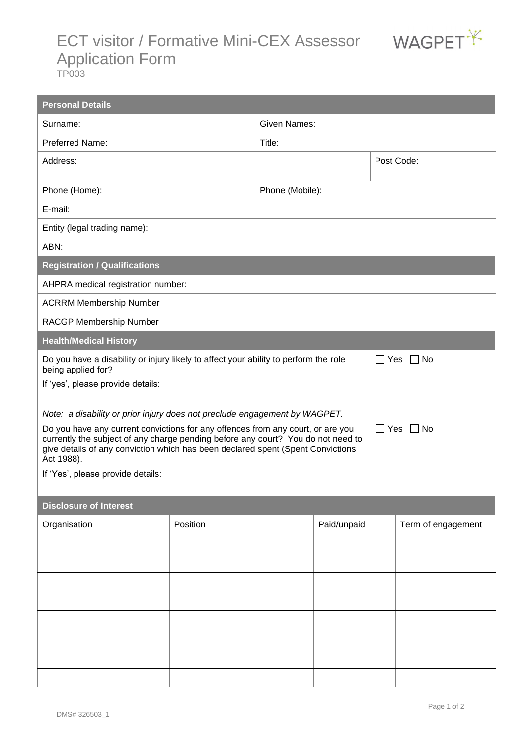# ECT visitor / Formative Mini-CEX Assessor Application Form

TP003

WAGPET

| **Personal Details** | | | |
|---|---|---|---|
| Surname: | | Given Names: | |
| Preferred Name: | | Title: | |
| Address: | | | Post Code: |
| Phone (Home): | | Phone (Mobile): | |
| E-mail: | | | |
| Entity (legal trading name): | | | |
| ABN: | | | |

| **Registration / Qualifications** |
|---|
| AHPRA medical registration number: |
| ACRRM Membership Number |
| RACGP Membership Number |

**Health/Medical History**

Do you have a disability or injury likely to affect your ability to perform the role being applied for? ☐ Yes ☐ No

If 'yes', please provide details:

*Note: a disability or prior injury does not preclude engagement by WAGPET.*

Do you have any current convictions for any offences from any court, or are you currently the subject of any charge pending before any court? You do not need to give details of any conviction which has been declared spent (Spent Convictions Act 1988). ☐ Yes ☐ No

If 'Yes', please provide details:

**Disclosure of Interest**

| Organisation | Position | Paid/unpaid | Term of engagement |
|---|---|---|---|
| | | | |
| | | | |
| | | | |
| | | | |
| | | | |
| | | | |
| | | | |
| | | | |

DMS# 326503_1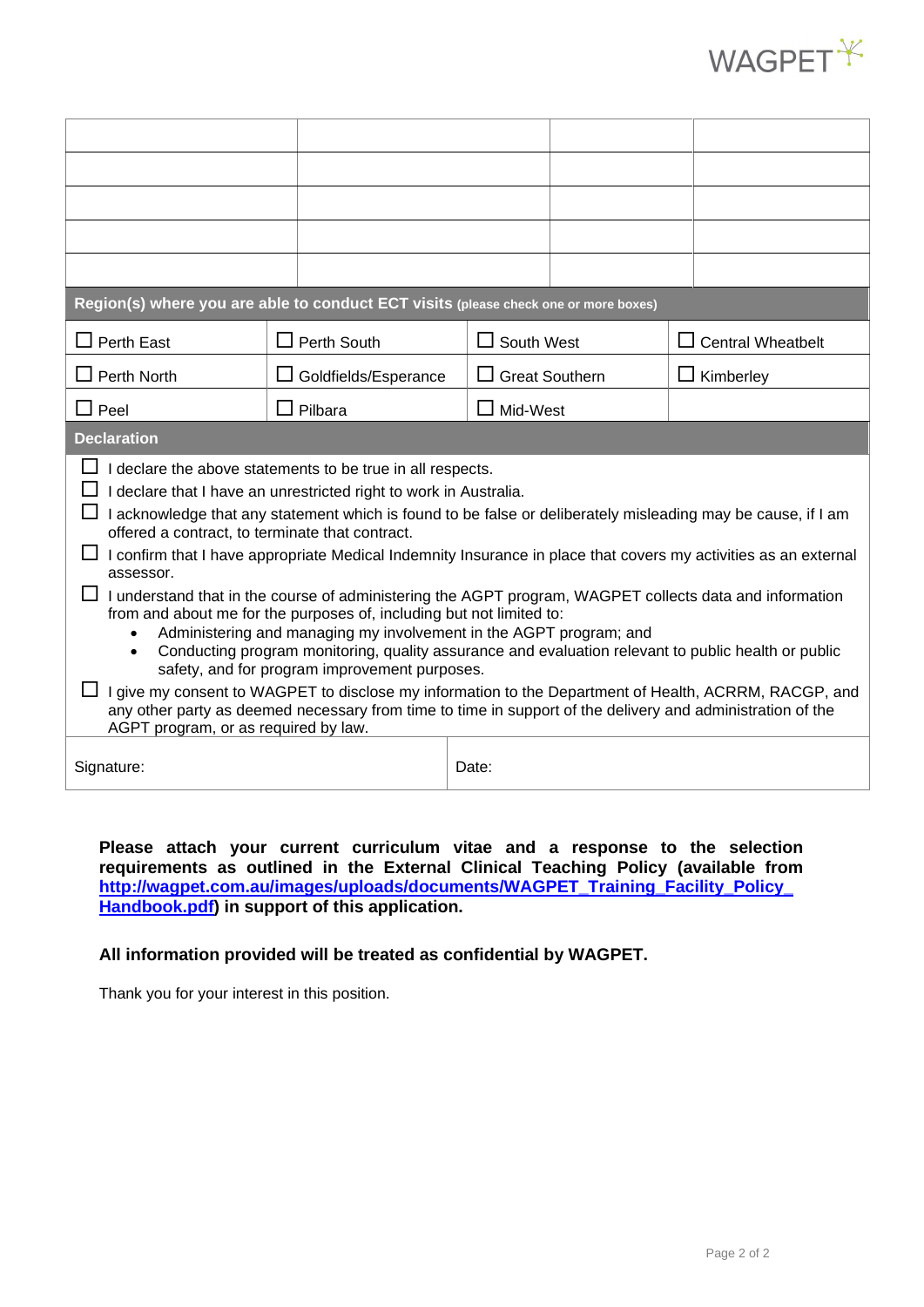| | | | |
|---|---|---|---|
| | | | |
| | | | |
| | | | |
| | | | |
| | | | |

**Region(s) where you are able to conduct ECT visits** (please check one or more boxes)

| | | | |
|---|---|---|---|
| ☐ Perth East | ☐ Perth South | ☐ South West | ☐ Central Wheatbelt |
| ☐ Perth North | ☐ Goldfields/Esperance | ☐ Great Southern | ☐ Kimberley |
| ☐ Peel | ☐ Pilbara | ☐ Mid-West | |

**Declaration**

☐ I declare the above statements to be true in all respects.

☐ I declare that I have an unrestricted right to work in Australia.

☐ I acknowledge that any statement which is found to be false or deliberately misleading may be cause, if I am offered a contract, to terminate that contract.

☐ I confirm that I have appropriate Medical Indemnity Insurance in place that covers my activities as an external assessor.

☐ I understand that in the course of administering the AGPT program, WAGPET collects data and information from and about me for the purposes of, including but not limited to:

- Administering and managing my involvement in the AGPT program; and
- Conducting program monitoring, quality assurance and evaluation relevant to public health or public safety, and for program improvement purposes.

☐ I give my consent to WAGPET to disclose my information to the Department of Health, ACRRM, RACGP, and any other party as deemed necessary from time to time in support of the delivery and administration of the AGPT program, or as required by law.

| | |
|---|---|
| Signature: | Date: |

**Please attach your current curriculum vitae and a response to the selection requirements as outlined in the External Clinical Teaching Policy (available from [http://wagpet.com.au/images/uploads/documents/WAGPET_Training_Facility_Policy_Handbook.pdf](http://wagpet.com.au/images/uploads/documents/WAGPET_Training_Facility_Policy_Handbook.pdf)) in support of this application.**

**All information provided will be treated as confidential by WAGPET.**

Thank you for your interest in this position.